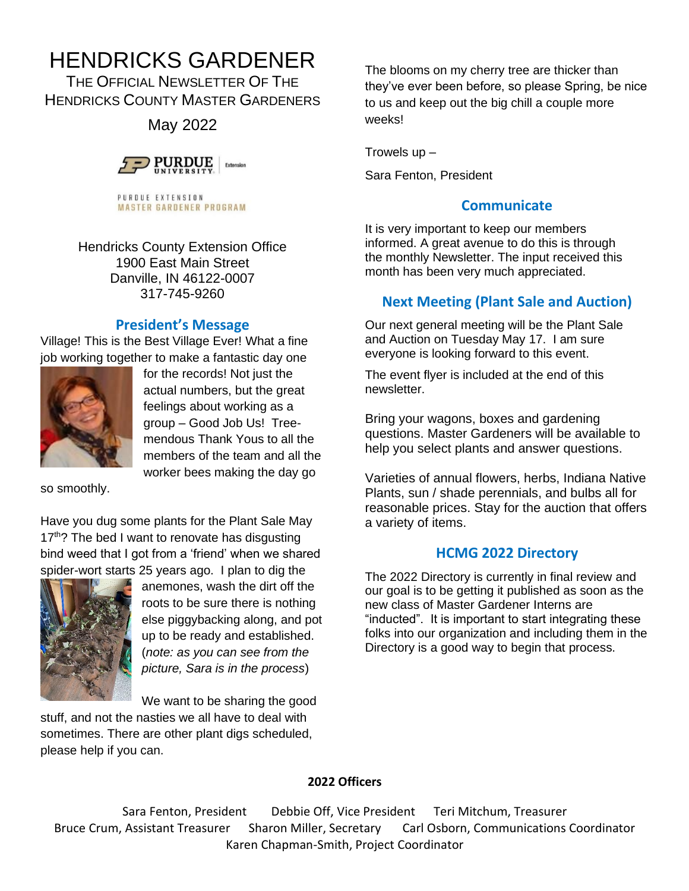# HENDRICKS GARDENER

THE OFFICIAL NEWSLETTER OF THE HENDRICKS COUNTY MASTER GARDENERS

May 2022

PURDUE UNIVERSITY Extension

PURDUE EXTENSION MASTER GARDENER PROGRAM

Hendricks County Extension Office
1900 East Main Street
Danville, IN 46122-0007
317-745-9260

## President's Message

Village! This is the Best Village Ever! What a fine job working together to make a fantastic day one for the records! Not just the actual numbers, but the great feelings about working as a group – Good Job Us! Tree-mendous Thank Yous to all the members of the team and all the worker bees making the day go so smoothly.

Have you dug some plants for the Plant Sale May 17th? The bed I want to renovate has disgusting bind weed that I got from a 'friend' when we shared spider-wort starts 25 years ago. I plan to dig the anemones, wash the dirt off the roots to be sure there is nothing else piggybacking along, and pot up to be ready and established. (*note: as you can see from the picture, Sara is in the process*)

We want to be sharing the good stuff, and not the nasties we all have to deal with sometimes. There are other plant digs scheduled, please help if you can.

The blooms on my cherry tree are thicker than they've ever been before, so please Spring, be nice to us and keep out the big chill a couple more weeks!

Trowels up –

Sara Fenton, President

## Communicate

It is very important to keep our members informed. A great avenue to do this is through the monthly Newsletter. The input received this month has been very much appreciated.

## Next Meeting (Plant Sale and Auction)

Our next general meeting will be the Plant Sale and Auction on Tuesday May 17. I am sure everyone is looking forward to this event.

The event flyer is included at the end of this newsletter.

Bring your wagons, boxes and gardening questions. Master Gardeners will be available to help you select plants and answer questions.

Varieties of annual flowers, herbs, Indiana Native Plants, sun / shade perennials, and bulbs all for reasonable prices. Stay for the auction that offers a variety of items.

## HCMG 2022 Directory

The 2022 Directory is currently in final review and our goal is to be getting it published as soon as the new class of Master Gardener Interns are "inducted". It is important to start integrating these folks into our organization and including them in the Directory is a good way to begin that process.

**2022 Officers**

Sara Fenton, President    Debbie Off, Vice President    Teri Mitchum, Treasurer
Bruce Crum, Assistant Treasurer    Sharon Miller, Secretary    Carl Osborn, Communications Coordinator
Karen Chapman-Smith, Project Coordinator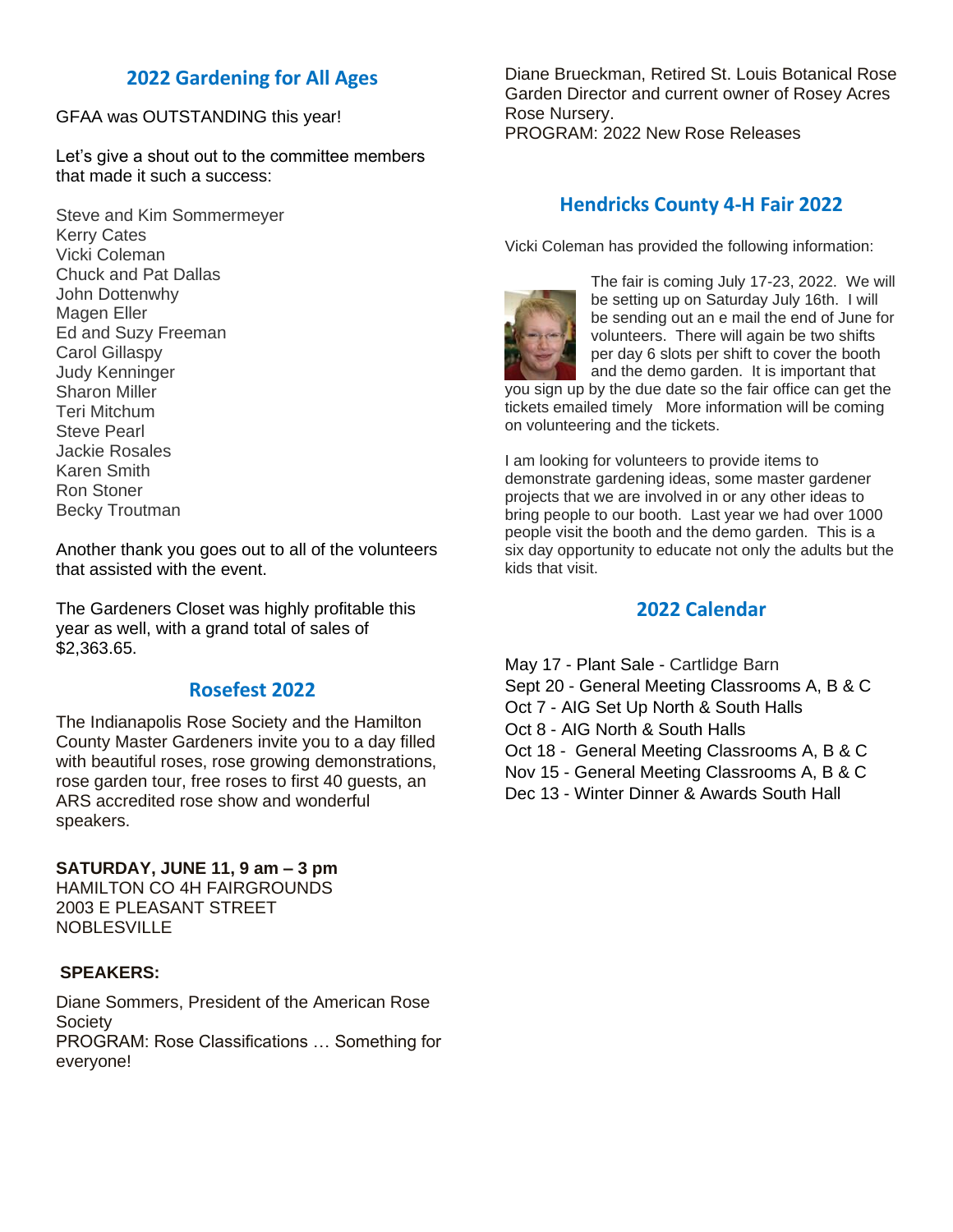## 2022 Gardening for All Ages

GFAA was OUTSTANDING this year!

Let's give a shout out to the committee members that made it such a success:

Steve and Kim Sommermeyer
Kerry Cates
Vicki Coleman
Chuck and Pat Dallas
John Dottenwhy
Magen Eller
Ed and Suzy Freeman
Carol Gillaspy
Judy Kenninger
Sharon Miller
Teri Mitchum
Steve Pearl
Jackie Rosales
Karen Smith
Ron Stoner
Becky Troutman

Another thank you goes out to all of the volunteers that assisted with the event.

The Gardeners Closet was highly profitable this year as well, with a grand total of sales of $2,363.65.

## Rosefest 2022

The Indianapolis Rose Society and the Hamilton County Master Gardeners invite you to a day filled with beautiful roses, rose growing demonstrations, rose garden tour, free roses to first 40 guests, an ARS accredited rose show and wonderful speakers.

**SATURDAY, JUNE 11, 9 am – 3 pm**
HAMILTON CO 4H FAIRGROUNDS
2003 E PLEASANT STREET
NOBLESVILLE

**SPEAKERS:**

Diane Sommers, President of the American Rose Society
PROGRAM: Rose Classifications … Something for everyone!

Diane Brueckman, Retired St. Louis Botanical Rose Garden Director and current owner of Rosey Acres Rose Nursery.
PROGRAM: 2022 New Rose Releases

## Hendricks County 4-H Fair 2022

Vicki Coleman has provided the following information:

The fair is coming July 17-23, 2022. We will be setting up on Saturday July 16th. I will be sending out an e mail the end of June for volunteers. There will again be two shifts per day 6 slots per shift to cover the booth and the demo garden. It is important that you sign up by the due date so the fair office can get the tickets emailed timely More information will be coming on volunteering and the tickets.

I am looking for volunteers to provide items to demonstrate gardening ideas, some master gardener projects that we are involved in or any other ideas to bring people to our booth. Last year we had over 1000 people visit the booth and the demo garden. This is a six day opportunity to educate not only the adults but the kids that visit.

## 2022 Calendar

May 17 - Plant Sale - Cartlidge Barn
Sept 20 - General Meeting Classrooms A, B & C
Oct 7 - AIG Set Up North & South Halls
Oct 8 - AIG North & South Halls
Oct 18 - General Meeting Classrooms A, B & C
Nov 15 - General Meeting Classrooms A, B & C
Dec 13 - Winter Dinner & Awards South Hall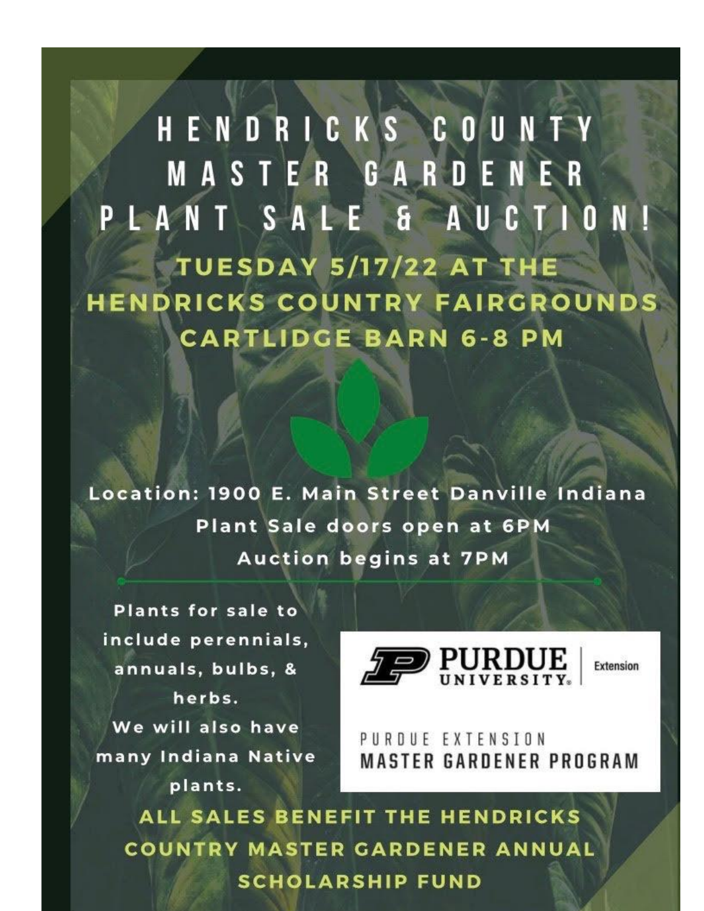# HENDRICKS COUNTY MASTER GARDENER PLANT SALE & AUCTION!

## TUESDAY 5/17/22 AT THE HENDRICKS COUNTRY FAIRGROUNDS CARTLIDGE BARN 6-8 PM

Location: 1900 E. Main Street Danville Indiana

Plant Sale doors open at 6PM

Auction begins at 7PM

Plants for sale to include perennials, annuals, bulbs, & herbs.

We will also have many Indiana Native plants.

PURDUE UNIVERSITY | Extension

PURDUE EXTENSION MASTER GARDENER PROGRAM

**ALL SALES BENEFIT THE HENDRICKS COUNTRY MASTER GARDENER ANNUAL SCHOLARSHIP FUND**